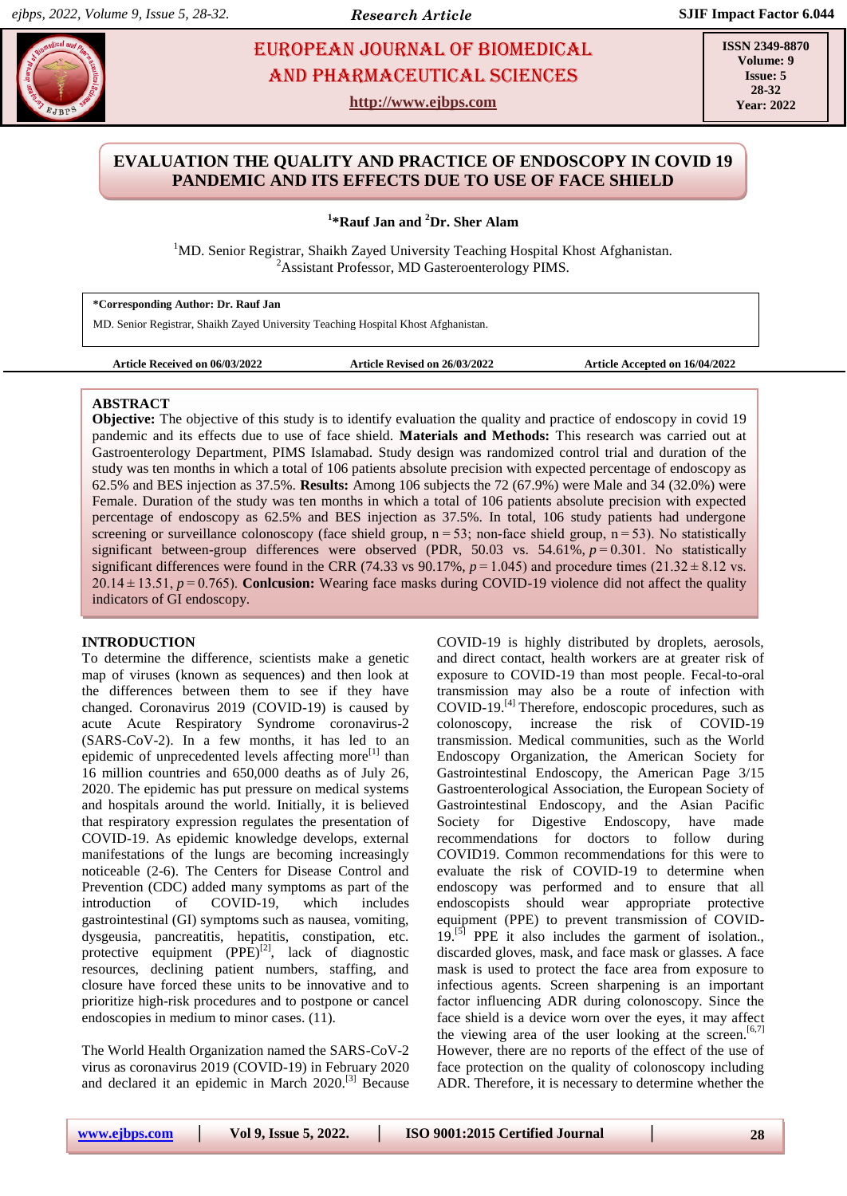# EUROPEAN JOURNAL OF BIOMEDICAL AND PHARMACEUTICAL SCIENCES

http://www.ejbps.com

ISSN 2349-8870
Volume: 9
Issue: 5
28-32
Year: 2022

## EVALUATION THE QUALITY AND PRACTICE OF ENDOSCOPY IN COVID 19 PANDEMIC AND ITS EFFECTS DUE TO USE OF FACE SHIELD

**[1]*Rauf Jan and [2]Dr. Sher Alam**

[1]MD. Senior Registrar, Shaikh Zayed University Teaching Hospital Khost Afghanistan.
[2]Assistant Professor, MD Gasteroenterology PIMS.

**\*Corresponding Author: Dr. Rauf Jan**
MD. Senior Registrar, Shaikh Zayed University Teaching Hospital Khost Afghanistan.

**Article Received on 06/03/2022** **Article Revised on 26/03/2022** **Article Accepted on 16/04/2022**

### ABSTRACT

**Objective:** The objective of this study is to identify evaluation the quality and practice of endoscopy in covid 19 pandemic and its effects due to use of face shield. **Materials and Methods:** This research was carried out at Gastroenterology Department, PIMS Islamabad. Study design was randomized control trial and duration of the study was ten months in which a total of 106 patients absolute precision with expected percentage of endoscopy as 62.5% and BES injection as 37.5%. **Results:** Among 106 subjects the 72 (67.9%) were Male and 34 (32.0%) were Female. Duration of the study was ten months in which a total of 106 patients absolute precision with expected percentage of endoscopy as 62.5% and BES injection as 37.5%. In total, 106 study patients had undergone screening or surveillance colonoscopy (face shield group, n = 53; non-face shield group, n = 53). No statistically significant between-group differences were observed (PDR, 50.03 vs. 54.61%, $p = 0.301$. No statistically significant differences were found in the CRR (74.33 vs 90.17%, $p = 1.045$) and procedure times ($21.32 \pm 8.12$ vs. $20.14 \pm 13.51$, $p = 0.765$). **Conlcusion:** Wearing face masks during COVID-19 violence did not affect the quality indicators of GI endoscopy.

### INTRODUCTION

To determine the difference, scientists make a genetic map of viruses (known as sequences) and then look at the differences between them to see if they have changed. Coronavirus 2019 (COVID-19) is caused by acute Acute Respiratory Syndrome coronavirus-2 (SARS-CoV-2). In a few months, it has led to an epidemic of unprecedented levels affecting more[1] than 16 million countries and 650,000 deaths as of July 26, 2020. The epidemic has put pressure on medical systems and hospitals around the world. Initially, it is believed that respiratory expression regulates the presentation of COVID-19. As epidemic knowledge develops, external manifestations of the lungs are becoming increasingly noticeable (2-6). The Centers for Disease Control and Prevention (CDC) added many symptoms as part of the introduction of COVID-19, which includes gastrointestinal (GI) symptoms such as nausea, vomiting, dysgeusia, pancreatitis, hepatitis, constipation, etc. protective equipment (PPE)[2], lack of diagnostic resources, declining patient numbers, staffing, and closure have forced these units to be innovative and to prioritize high-risk procedures and to postpone or cancel endoscopies in medium to minor cases. (11).

The World Health Organization named the SARS-CoV-2 virus as coronavirus 2019 (COVID-19) in February 2020 and declared it an epidemic in March 2020.[3] Because COVID-19 is highly distributed by droplets, aerosols, and direct contact, health workers are at greater risk of exposure to COVID-19 than most people. Fecal-to-oral transmission may also be a route of infection with COVID-19.[4] Therefore, endoscopic procedures, such as colonoscopy, increase the risk of COVID-19 transmission. Medical communities, such as the World Endoscopy Organization, the American Society for Gastrointestinal Endoscopy, the American Page 3/15 Gastroenterological Association, the European Society of Gastrointestinal Endoscopy, and the Asian Pacific Society for Digestive Endoscopy, have made recommendations for doctors to follow during COVID19. Common recommendations for this were to evaluate the risk of COVID-19 to determine when endoscopy was performed and to ensure that all endoscopists should wear appropriate protective equipment (PPE) to prevent transmission of COVID-19.[5] PPE it also includes the garment of isolation., discarded gloves, mask, and face mask or glasses. A face mask is used to protect the face area from exposure to infectious agents. Screen sharpening is an important factor influencing ADR during colonoscopy. Since the face shield is a device worn over the eyes, it may affect the viewing area of the user looking at the screen.[6,7] However, there are no reports of the effect of the use of face protection on the quality of colonoscopy including ADR. Therefore, it is necessary to determine whether the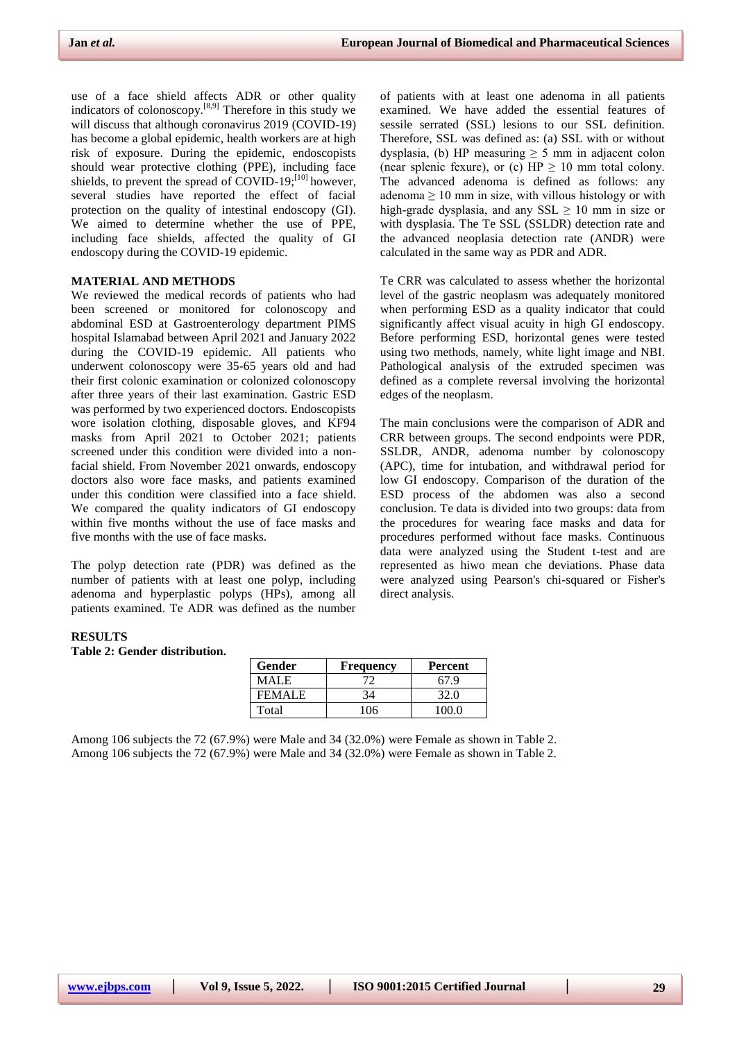use of a face shield affects ADR or other quality indicators of colonoscopy.[8,9] Therefore in this study we will discuss that although coronavirus 2019 (COVID-19) has become a global epidemic, health workers are at high risk of exposure. During the epidemic, endoscopists should wear protective clothing (PPE), including face shields, to prevent the spread of COVID-19;[10] however, several studies have reported the effect of facial protection on the quality of intestinal endoscopy (GI). We aimed to determine whether the use of PPE, including face shields, affected the quality of GI endoscopy during the COVID-19 epidemic.

## MATERIAL AND METHODS

We reviewed the medical records of patients who had been screened or monitored for colonoscopy and abdominal ESD at Gastroenterology department PIMS hospital Islamabad between April 2021 and January 2022 during the COVID-19 epidemic. All patients who underwent colonoscopy were 35-65 years old and had their first colonic examination or colonized colonoscopy after three years of their last examination. Gastric ESD was performed by two experienced doctors. Endoscopists wore isolation clothing, disposable gloves, and KF94 masks from April 2021 to October 2021; patients screened under this condition were divided into a non-facial shield. From November 2021 onwards, endoscopy doctors also wore face masks, and patients examined under this condition were classified into a face shield. We compared the quality indicators of GI endoscopy within five months without the use of face masks and five months with the use of face masks.

The polyp detection rate (PDR) was defined as the number of patients with at least one polyp, including adenoma and hyperplastic polyps (HPs), among all patients examined. Te ADR was defined as the number of patients with at least one adenoma in all patients examined. We have added the essential features of sessile serrated (SSL) lesions to our SSL definition. Therefore, SSL was defined as: (a) SSL with or without dysplasia, (b) HP measuring $\geq$ 5 mm in adjacent colon (near splenic fexure), or (c) HP $\geq$ 10 mm total colony. The advanced adenoma is defined as follows: any adenoma $\geq$ 10 mm in size, with villous histology or with high-grade dysplasia, and any SSL $\geq$ 10 mm in size or with dysplasia. The Te SSL (SSLDR) detection rate and the advanced neoplasia detection rate (ANDR) were calculated in the same way as PDR and ADR.

Te CRR was calculated to assess whether the horizontal level of the gastric neoplasm was adequately monitored when performing ESD as a quality indicator that could significantly affect visual acuity in high GI endoscopy. Before performing ESD, horizontal genes were tested using two methods, namely, white light image and NBI. Pathological analysis of the extruded specimen was defined as a complete reversal involving the horizontal edges of the neoplasm.

The main conclusions were the comparison of ADR and CRR between groups. The second endpoints were PDR, SSLDR, ANDR, adenoma number by colonoscopy (APC), time for intubation, and withdrawal period for low GI endoscopy. Comparison of the duration of the ESD process of the abdomen was also a second conclusion. Te data is divided into two groups: data from the procedures for wearing face masks and data for procedures performed without face masks. Continuous data were analyzed using the Student t-test and are represented as hiwo mean che deviations. Phase data were analyzed using Pearson's chi-squared or Fisher's direct analysis.

## RESULTS

**Table 2: Gender distribution.**

| Gender | Frequency | Percent |
|---|---|---|
| MALE | 72 | 67.9 |
| FEMALE | 34 | 32.0 |
| Total | 106 | 100.0 |

Among 106 subjects the 72 (67.9%) were Male and 34 (32.0%) were Female as shown in Table 2.
Among 106 subjects the 72 (67.9%) were Male and 34 (32.0%) were Female as shown in Table 2.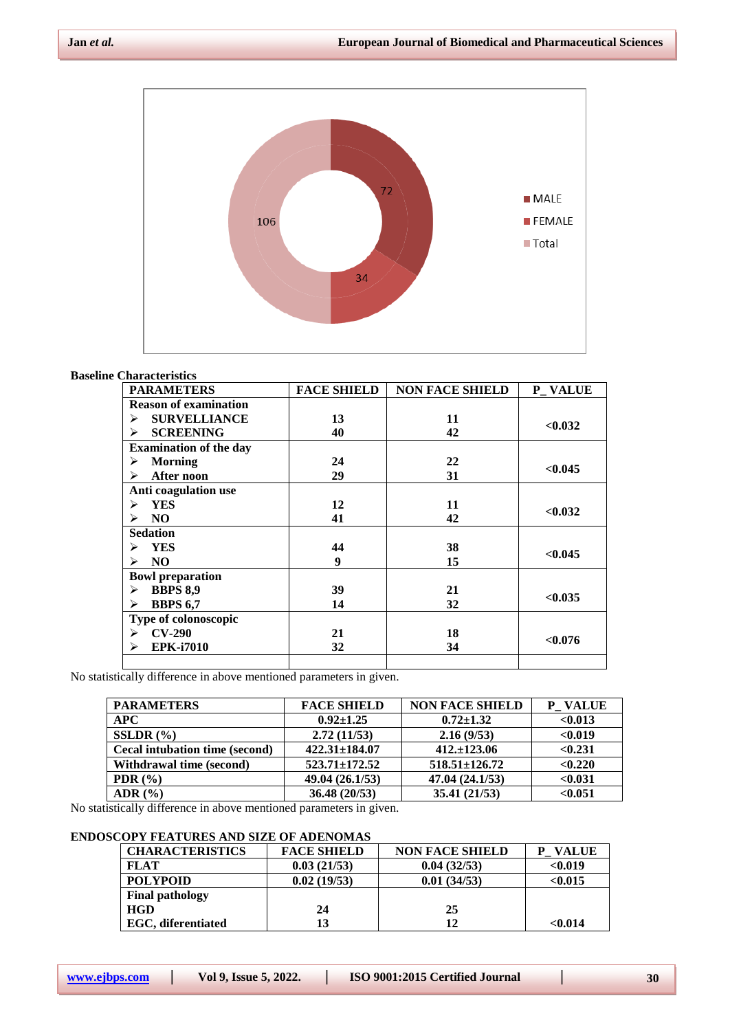| | |
|---|---|
| MALE | 72 |
| FEMALE | 34 |
| Total | 106 |

**Baseline Characteristics**

| PARAMETERS | FACE SHIELD | NON FACE SHIELD | P_ VALUE |
|---|---|---|---|
| **Reason of examination** | | | |
| ➢ SURVELLIANCE | 13 | 11 | <0.032 |
| ➢ SCREENING | 40 | 42 | |
| **Examination of the day** | | | |
| ➢ Morning | 24 | 22 | <0.045 |
| ➢ After noon | 29 | 31 | |
| **Anti coagulation use** | | | |
| ➢ YES | 12 | 11 | <0.032 |
| ➢ NO | 41 | 42 | |
| **Sedation** | | | |
| ➢ YES | 44 | 38 | <0.045 |
| ➢ NO | 9 | 15 | |
| **Bowl preparation** | | | |
| ➢ BBPS 8,9 | 39 | 21 | <0.035 |
| ➢ BBPS 6,7 | 14 | 32 | |
| **Type of colonoscopic** | | | |
| ➢ CV-290 | 21 | 18 | <0.076 |
| ➢ EPK-i7010 | 32 | 34 | |
| | | | |

No statistically difference in above mentioned parameters in given.

| PARAMETERS | FACE SHIELD | NON FACE SHIELD | P_ VALUE |
|---|---|---|---|
| APC | 0.92±1.25 | 0.72±1.32 | <0.013 |
| SSLDR (%) | 2.72 (11/53) | 2.16 (9/53) | <0.019 |
| Cecal intubation time (second) | 422.31±184.07 | 412.±123.06 | <0.231 |
| Withdrawal time (second) | 523.71±172.52 | 518.51±126.72 | <0.220 |
| PDR (%) | 49.04 (26.1/53) | 47.04 (24.1/53) | <0.031 |
| ADR (%) | 36.48 (20/53) | 35.41 (21/53) | <0.051 |

No statistically difference in above mentioned parameters in given.

**ENDOSCOPY FEATURES AND SIZE OF ADENOMAS**

| CHARACTERISTICS | FACE SHIELD | NON FACE SHIELD | P_VALUE |
|---|---|---|---|
| FLAT | 0.03 (21/53) | 0.04 (32/53) | <0.019 |
| POLYPOID | 0.02 (19/53) | 0.01 (34/53) | <0.015 |
| **Final pathology** | | | |
| HGD | 24 | 25 | |
| EGC, diferentiated | 13 | 12 | <0.014 |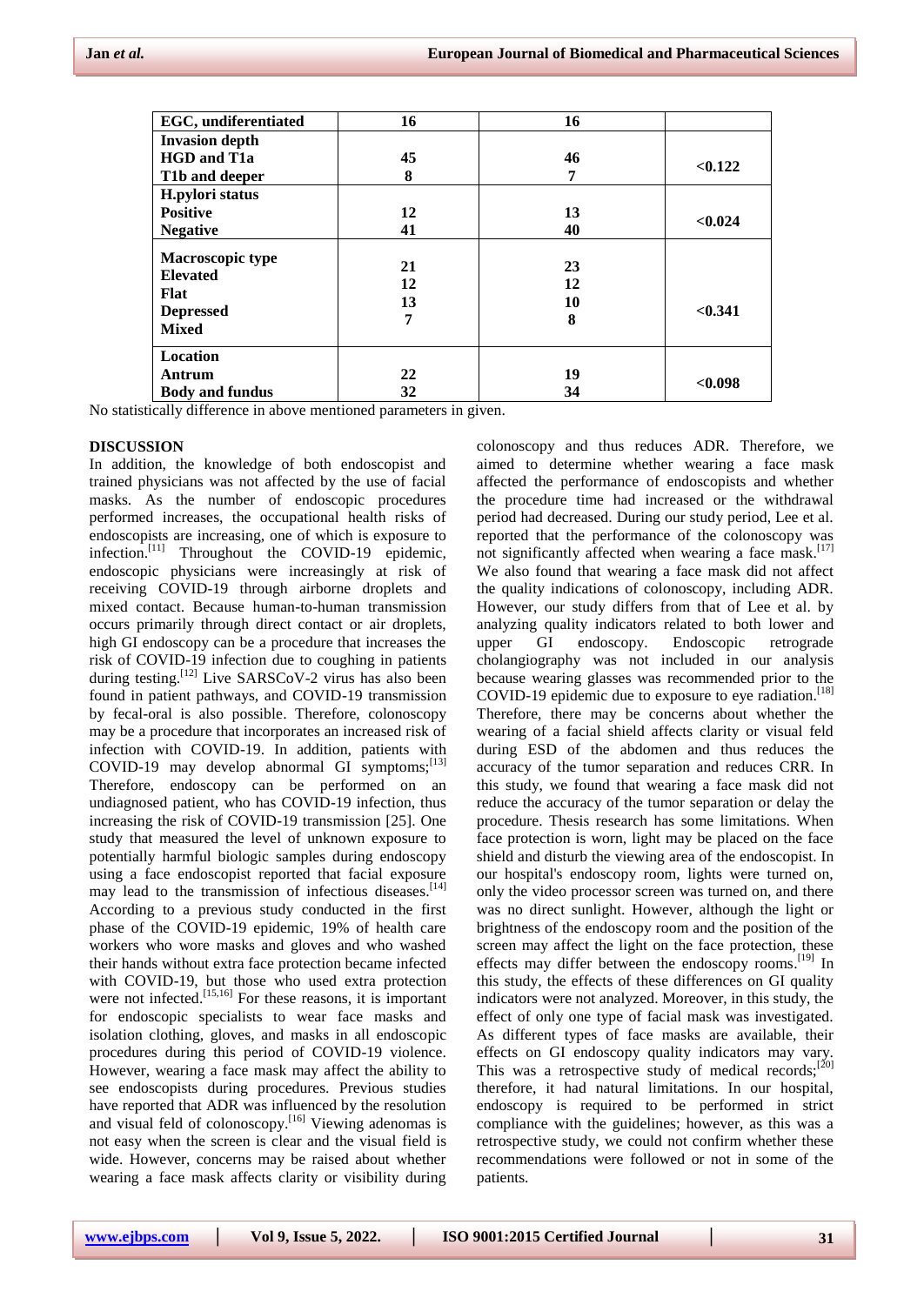| | | | |
|---|---|---|---|
| **EGC, undiferentiated** | **16** | **16** | |
| **Invasion depth** | | | |
| **HGD and T1a** | **45** | **46** | **<0.122** |
| **T1b and deeper** | **8** | **7** | |
| **H.pylori status** | | | |
| **Positive** | **12** | **13** | **<0.024** |
| **Negative** | **41** | **40** | |
| **Macroscopic type** | | | |
| **Elevated** | **21** | **23** | |
| **Flat** | **12** | **12** | **<0.341** |
| **Depressed** | **13** | **10** | |
| **Mixed** | **7** | **8** | |
| **Location** | | | |
| **Antrum** | **22** | **19** | **<0.098** |
| **Body and fundus** | **32** | **34** | |

No statistically difference in above mentioned parameters in given.

## DISCUSSION

In addition, the knowledge of both endoscopist and trained physicians was not affected by the use of facial masks. As the number of endoscopic procedures performed increases, the occupational health risks of endoscopists are increasing, one of which is exposure to infection.[11] Throughout the COVID-19 epidemic, endoscopic physicians were increasingly at risk of receiving COVID-19 through airborne droplets and mixed contact. Because human-to-human transmission occurs primarily through direct contact or air droplets, high GI endoscopy can be a procedure that increases the risk of COVID-19 infection due to coughing in patients during testing.[12] Live SARSCoV-2 virus has also been found in patient pathways, and COVID-19 transmission by fecal-oral is also possible. Therefore, colonoscopy may be a procedure that incorporates an increased risk of infection with COVID-19. In addition, patients with COVID-19 may develop abnormal GI symptoms;[13] Therefore, endoscopy can be performed on an undiagnosed patient, who has COVID-19 infection, thus increasing the risk of COVID-19 transmission [25]. One study that measured the level of unknown exposure to potentially harmful biologic samples during endoscopy using a face endoscopist reported that facial exposure may lead to the transmission of infectious diseases.[14] According to a previous study conducted in the first phase of the COVID-19 epidemic, 19% of health care workers who wore masks and gloves and who washed their hands without extra face protection became infected with COVID-19, but those who used extra protection were not infected.[15,16] For these reasons, it is important for endoscopic specialists to wear face masks and isolation clothing, gloves, and masks in all endoscopic procedures during this period of COVID-19 violence. However, wearing a face mask may affect the ability to see endoscopists during procedures. Previous studies have reported that ADR was influenced by the resolution and visual feld of colonoscopy.[16] Viewing adenomas is not easy when the screen is clear and the visual field is wide. However, concerns may be raised about whether wearing a face mask affects clarity or visibility during colonoscopy and thus reduces ADR. Therefore, we aimed to determine whether wearing a face mask affected the performance of endoscopists and whether the procedure time had increased or the withdrawal period had decreased. During our study period, Lee et al. reported that the performance of the colonoscopy was not significantly affected when wearing a face mask.[17] We also found that wearing a face mask did not affect the quality indications of colonoscopy, including ADR. However, our study differs from that of Lee et al. by analyzing quality indicators related to both lower and upper GI endoscopy. Endoscopic retrograde cholangiography was not included in our analysis because wearing glasses was recommended prior to the COVID-19 epidemic due to exposure to eye radiation.[18] Therefore, there may be concerns about whether the wearing of a facial shield affects clarity or visual feld during ESD of the abdomen and thus reduces the accuracy of the tumor separation and reduces CRR. In this study, we found that wearing a face mask did not reduce the accuracy of the tumor separation or delay the procedure. Thesis research has some limitations. When face protection is worn, light may be placed on the face shield and disturb the viewing area of the endoscopist. In our hospital's endoscopy room, lights were turned on, only the video processor screen was turned on, and there was no direct sunlight. However, although the light or brightness of the endoscopy room and the position of the screen may affect the light on the face protection, these effects may differ between the endoscopy rooms.[19] In this study, the effects of these differences on GI quality indicators were not analyzed. Moreover, in this study, the effect of only one type of facial mask was investigated. As different types of face masks are available, their effects on GI endoscopy quality indicators may vary. This was a retrospective study of medical records;[20] therefore, it had natural limitations. In our hospital, endoscopy is required to be performed in strict compliance with the guidelines; however, as this was a retrospective study, we could not confirm whether these recommendations were followed or not in some of the patients.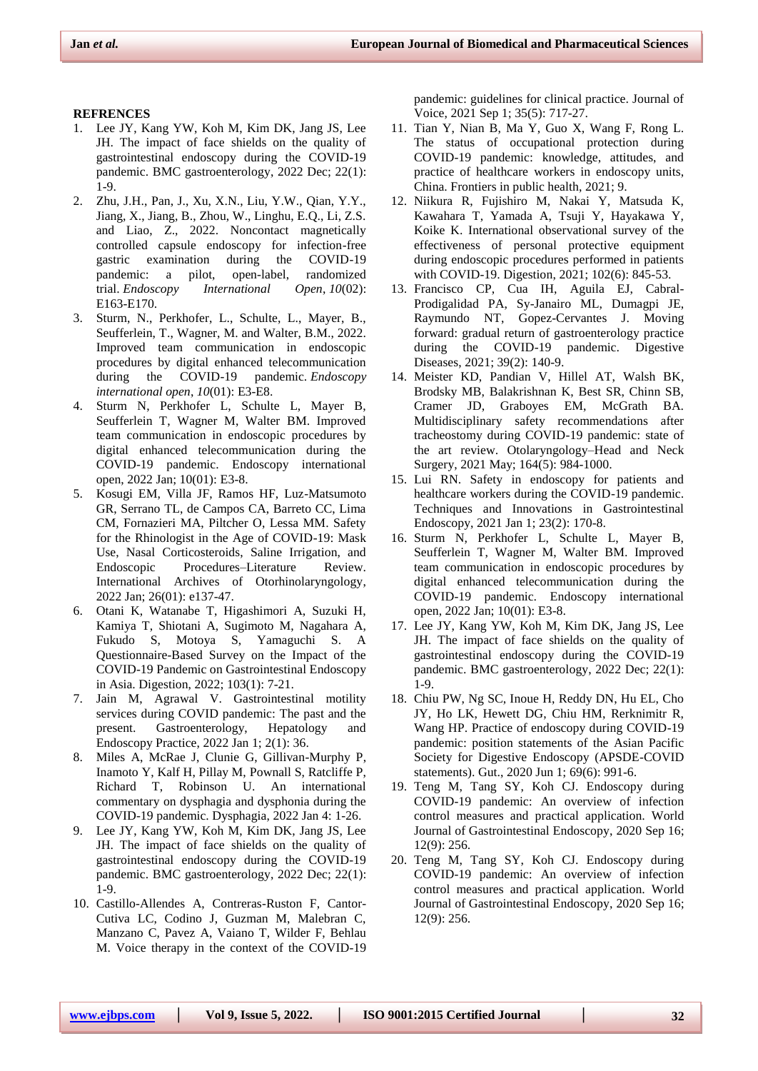## REFRENCES

1. Lee JY, Kang YW, Koh M, Kim DK, Jang JS, Lee JH. The impact of face shields on the quality of gastrointestinal endoscopy during the COVID-19 pandemic. BMC gastroenterology, 2022 Dec; 22(1): 1-9.
2. Zhu, J.H., Pan, J., Xu, X.N., Liu, Y.W., Qian, Y.Y., Jiang, X., Jiang, B., Zhou, W., Linghu, E.Q., Li, Z.S. and Liao, Z., 2022. Noncontact magnetically controlled capsule endoscopy for infection-free gastric examination during the COVID-19 pandemic: a pilot, open-label, randomized trial. *Endoscopy International Open*, *10*(02): E163-E170.
3. Sturm, N., Perkhofer, L., Schulte, L., Mayer, B., Seufferlein, T., Wagner, M. and Walter, B.M., 2022. Improved team communication in endoscopic procedures by digital enhanced telecommunication during the COVID-19 pandemic. *Endoscopy international open*, *10*(01): E3-E8.
4. Sturm N, Perkhofer L, Schulte L, Mayer B, Seufferlein T, Wagner M, Walter BM. Improved team communication in endoscopic procedures by digital enhanced telecommunication during the COVID-19 pandemic. Endoscopy international open, 2022 Jan; 10(01): E3-8.
5. Kosugi EM, Villa JF, Ramos HF, Luz-Matsumoto GR, Serrano TL, de Campos CA, Barreto CC, Lima CM, Fornazieri MA, Piltcher O, Lessa MM. Safety for the Rhinologist in the Age of COVID-19: Mask Use, Nasal Corticosteroids, Saline Irrigation, and Endoscopic Procedures–Literature Review. International Archives of Otorhinolaryngology, 2022 Jan; 26(01): e137-47.
6. Otani K, Watanabe T, Higashimori A, Suzuki H, Kamiya T, Shiotani A, Sugimoto M, Nagahara A, Fukudo S, Motoya S, Yamaguchi S. A Questionnaire-Based Survey on the Impact of the COVID-19 Pandemic on Gastrointestinal Endoscopy in Asia. Digestion, 2022; 103(1): 7-21.
7. Jain M, Agrawal V. Gastrointestinal motility services during COVID pandemic: The past and the present. Gastroenterology, Hepatology and Endoscopy Practice, 2022 Jan 1; 2(1): 36.
8. Miles A, McRae J, Clunie G, Gillivan-Murphy P, Inamoto Y, Kalf H, Pillay M, Pownall S, Ratcliffe P, Richard T, Robinson U. An international commentary on dysphagia and dysphonia during the COVID-19 pandemic. Dysphagia, 2022 Jan 4: 1-26.
9. Lee JY, Kang YW, Koh M, Kim DK, Jang JS, Lee JH. The impact of face shields on the quality of gastrointestinal endoscopy during the COVID-19 pandemic. BMC gastroenterology, 2022 Dec; 22(1): 1-9.
10. Castillo-Allendes A, Contreras-Ruston F, Cantor-Cutiva LC, Codino J, Guzman M, Malebran C, Manzano C, Pavez A, Vaiano T, Wilder F, Behlau M. Voice therapy in the context of the COVID-19 pandemic: guidelines for clinical practice. Journal of Voice, 2021 Sep 1; 35(5): 717-27.
11. Tian Y, Nian B, Ma Y, Guo X, Wang F, Rong L. The status of occupational protection during COVID-19 pandemic: knowledge, attitudes, and practice of healthcare workers in endoscopy units, China. Frontiers in public health, 2021; 9.
12. Niikura R, Fujishiro M, Nakai Y, Matsuda K, Kawahara T, Yamada A, Tsuji Y, Hayakawa Y, Koike K. International observational survey of the effectiveness of personal protective equipment during endoscopic procedures performed in patients with COVID-19. Digestion, 2021; 102(6): 845-53.
13. Francisco CP, Cua IH, Aguila EJ, Cabral-Prodigalidad PA, Sy-Janairo ML, Dumagpi JE, Raymundo NT, Gopez-Cervantes J. Moving forward: gradual return of gastroenterology practice during the COVID-19 pandemic. Digestive Diseases, 2021; 39(2): 140-9.
14. Meister KD, Pandian V, Hillel AT, Walsh BK, Brodsky MB, Balakrishnan K, Best SR, Chinn SB, Cramer JD, Graboyes EM, McGrath BA. Multidisciplinary safety recommendations after tracheostomy during COVID-19 pandemic: state of the art review. Otolaryngology–Head and Neck Surgery, 2021 May; 164(5): 984-1000.
15. Lui RN. Safety in endoscopy for patients and healthcare workers during the COVID-19 pandemic. Techniques and Innovations in Gastrointestinal Endoscopy, 2021 Jan 1; 23(2): 170-8.
16. Sturm N, Perkhofer L, Schulte L, Mayer B, Seufferlein T, Wagner M, Walter BM. Improved team communication in endoscopic procedures by digital enhanced telecommunication during the COVID-19 pandemic. Endoscopy international open, 2022 Jan; 10(01): E3-8.
17. Lee JY, Kang YW, Koh M, Kim DK, Jang JS, Lee JH. The impact of face shields on the quality of gastrointestinal endoscopy during the COVID-19 pandemic. BMC gastroenterology, 2022 Dec; 22(1): 1-9.
18. Chiu PW, Ng SC, Inoue H, Reddy DN, Hu EL, Cho JY, Ho LK, Hewett DG, Chiu HM, Rerknimitr R, Wang HP. Practice of endoscopy during COVID-19 pandemic: position statements of the Asian Pacific Society for Digestive Endoscopy (APSDE-COVID statements). Gut., 2020 Jun 1; 69(6): 991-6.
19. Teng M, Tang SY, Koh CJ. Endoscopy during COVID-19 pandemic: An overview of infection control measures and practical application. World Journal of Gastrointestinal Endoscopy, 2020 Sep 16; 12(9): 256.
20. Teng M, Tang SY, Koh CJ. Endoscopy during COVID-19 pandemic: An overview of infection control measures and practical application. World Journal of Gastrointestinal Endoscopy, 2020 Sep 16; 12(9): 256.